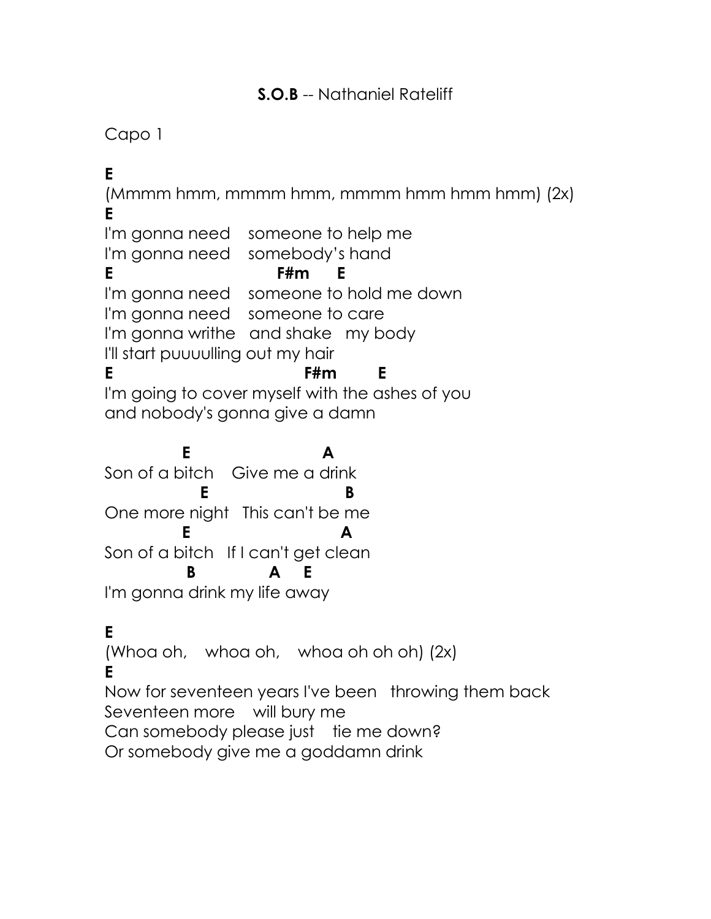**S.O.B** -- Nathaniel Rateliff

Capo 1

```
E
(Mmmm hmm, mmmm hmm, mmmm hmm hmm hmm) (2x)
E
I'm gonna need    someone to help me
I'm gonna need    somebody's hand
E                          F#m      E
I'm gonna need    someone to hold me down
I'm gonna need    someone to care
I'm gonna writhe   and shake   my body
I'll start puuuulling out my hair
E                                F#m         E
I'm going to cover myself with the ashes of you
and nobody's gonna give a damn

           E                      A
Son of a bitch    Give me a drink
              E                        B
One more night   This can't be me
           E                          A
Son of a bitch   If I can't get clean
            B              A     E
I'm gonna drink my life away

E
(Whoa oh,    whoa oh,    whoa oh oh oh) (2x)
E
Now for seventeen years I've been   throwing them back
Seventeen more    will bury me
Can somebody please just    tie me down?
Or somebody give me a goddamn drink
```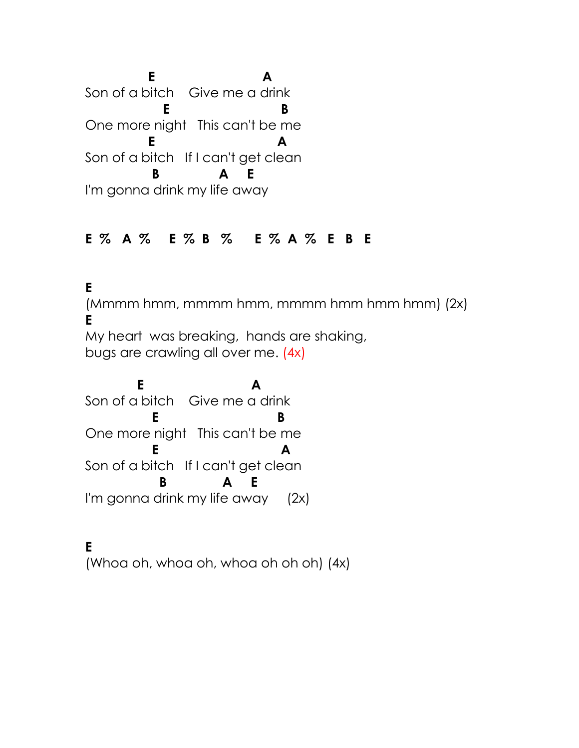```
            E                    A
Son of a bitch    Give me a drink
               E                    B
One more night   This can't be me
            E                    A
Son of a bitch   If I can't get clean
             B            A    E
I'm gonna drink my life away
```

**E % A % E % B % E % A % E B E**

**E**
(Mmmm hmm, mmmm hmm, mmmm hmm hmm hmm) (2x)
**E**
My heart was breaking, hands are shaking,
bugs are crawling all over me. (4x)

```
          E                    A
Son of a bitch    Give me a drink
             E                    B
One more night   This can't be me
             E                    A
Son of a bitch   If I can't get clean
              B            A    E
I'm gonna drink my life away     (2x)
```

**E**
(Whoa oh, whoa oh, whoa oh oh oh) (4x)